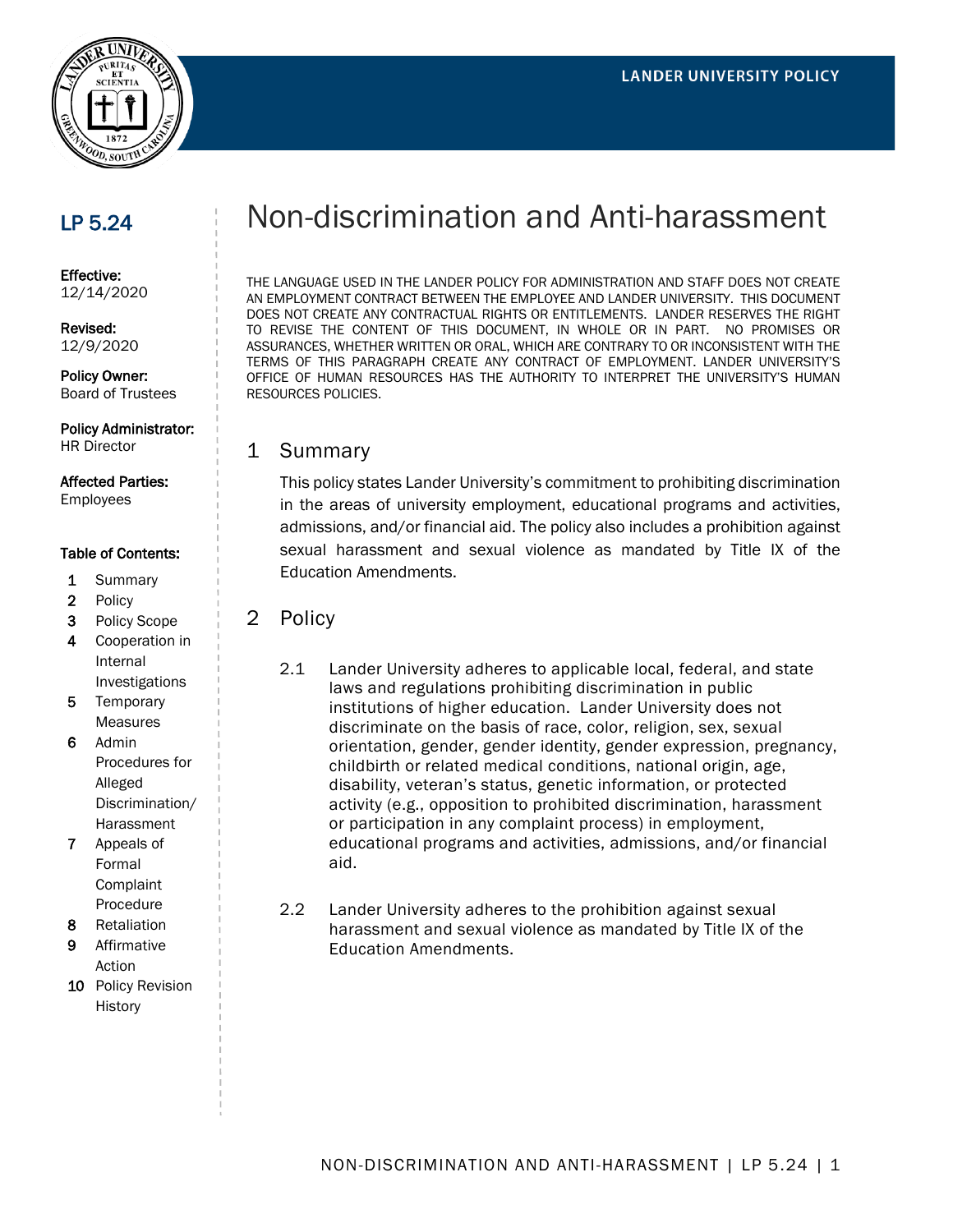LANDER UNIVERSITY POLICY

# LP 5.24

**Effective:**
12/14/2020

**Revised:**
12/9/2020

**Policy Owner:**
Board of Trustees

**Policy Administrator:**
HR Director

**Affected Parties:**
Employees

**Table of Contents:**

1. Summary
2. Policy
3. Policy Scope
4. Cooperation in Internal Investigations
5. Temporary Measures
6. Admin Procedures for Alleged Discrimination/Harassment
7. Appeals of Formal Complaint Procedure
8. Retaliation
9. Affirmative Action
10. Policy Revision History

# Non-discrimination and Anti-harassment

THE LANGUAGE USED IN THE LANDER POLICY FOR ADMINISTRATION AND STAFF DOES NOT CREATE AN EMPLOYMENT CONTRACT BETWEEN THE EMPLOYEE AND LANDER UNIVERSITY. THIS DOCUMENT DOES NOT CREATE ANY CONTRACTUAL RIGHTS OR ENTITLEMENTS. LANDER RESERVES THE RIGHT TO REVISE THE CONTENT OF THIS DOCUMENT, IN WHOLE OR IN PART. NO PROMISES OR ASSURANCES, WHETHER WRITTEN OR ORAL, WHICH ARE CONTRARY TO OR INCONSISTENT WITH THE TERMS OF THIS PARAGRAPH CREATE ANY CONTRACT OF EMPLOYMENT. LANDER UNIVERSITY'S OFFICE OF HUMAN RESOURCES HAS THE AUTHORITY TO INTERPRET THE UNIVERSITY'S HUMAN RESOURCES POLICIES.

## 1 Summary

This policy states Lander University's commitment to prohibiting discrimination in the areas of university employment, educational programs and activities, admissions, and/or financial aid. The policy also includes a prohibition against sexual harassment and sexual violence as mandated by Title IX of the Education Amendments.

## 2 Policy

2.1 Lander University adheres to applicable local, federal, and state laws and regulations prohibiting discrimination in public institutions of higher education. Lander University does not discriminate on the basis of race, color, religion, sex, sexual orientation, gender, gender identity, gender expression, pregnancy, childbirth or related medical conditions, national origin, age, disability, veteran's status, genetic information, or protected activity (e.g., opposition to prohibited discrimination, harassment or participation in any complaint process) in employment, educational programs and activities, admissions, and/or financial aid.

2.2 Lander University adheres to the prohibition against sexual harassment and sexual violence as mandated by Title IX of the Education Amendments.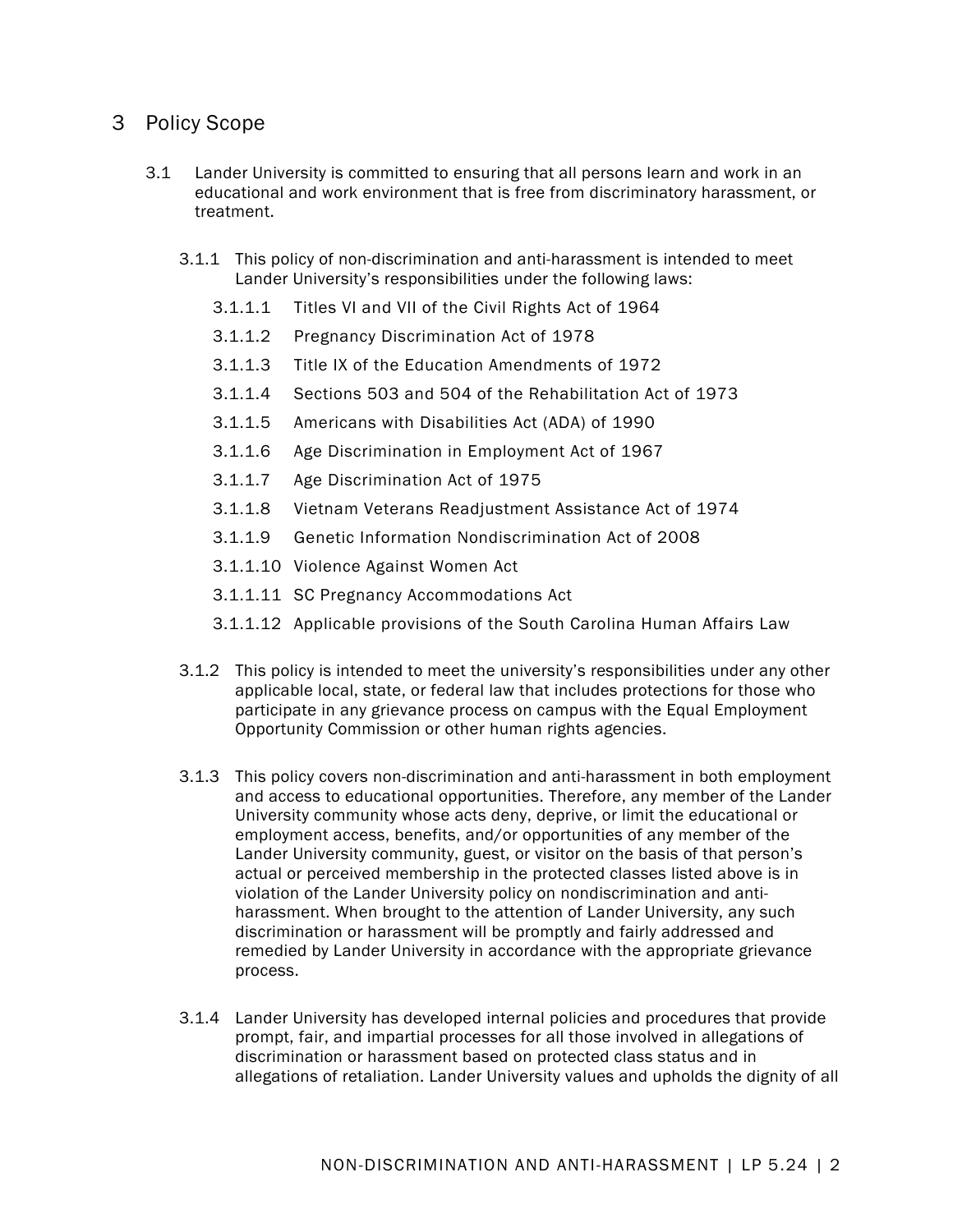# 3 Policy Scope

3.1 Lander University is committed to ensuring that all persons learn and work in an educational and work environment that is free from discriminatory harassment, or treatment.

3.1.1 This policy of non-discrimination and anti-harassment is intended to meet Lander University's responsibilities under the following laws:

3.1.1.1 Titles VI and VII of the Civil Rights Act of 1964

3.1.1.2 Pregnancy Discrimination Act of 1978

3.1.1.3 Title IX of the Education Amendments of 1972

3.1.1.4 Sections 503 and 504 of the Rehabilitation Act of 1973

3.1.1.5 Americans with Disabilities Act (ADA) of 1990

3.1.1.6 Age Discrimination in Employment Act of 1967

3.1.1.7 Age Discrimination Act of 1975

3.1.1.8 Vietnam Veterans Readjustment Assistance Act of 1974

3.1.1.9 Genetic Information Nondiscrimination Act of 2008

3.1.1.10 Violence Against Women Act

3.1.1.11 SC Pregnancy Accommodations Act

3.1.1.12 Applicable provisions of the South Carolina Human Affairs Law

3.1.2 This policy is intended to meet the university's responsibilities under any other applicable local, state, or federal law that includes protections for those who participate in any grievance process on campus with the Equal Employment Opportunity Commission or other human rights agencies.

3.1.3 This policy covers non-discrimination and anti-harassment in both employment and access to educational opportunities. Therefore, any member of the Lander University community whose acts deny, deprive, or limit the educational or employment access, benefits, and/or opportunities of any member of the Lander University community, guest, or visitor on the basis of that person's actual or perceived membership in the protected classes listed above is in violation of the Lander University policy on nondiscrimination and anti-harassment. When brought to the attention of Lander University, any such discrimination or harassment will be promptly and fairly addressed and remedied by Lander University in accordance with the appropriate grievance process.

3.1.4 Lander University has developed internal policies and procedures that provide prompt, fair, and impartial processes for all those involved in allegations of discrimination or harassment based on protected class status and in allegations of retaliation. Lander University values and upholds the dignity of all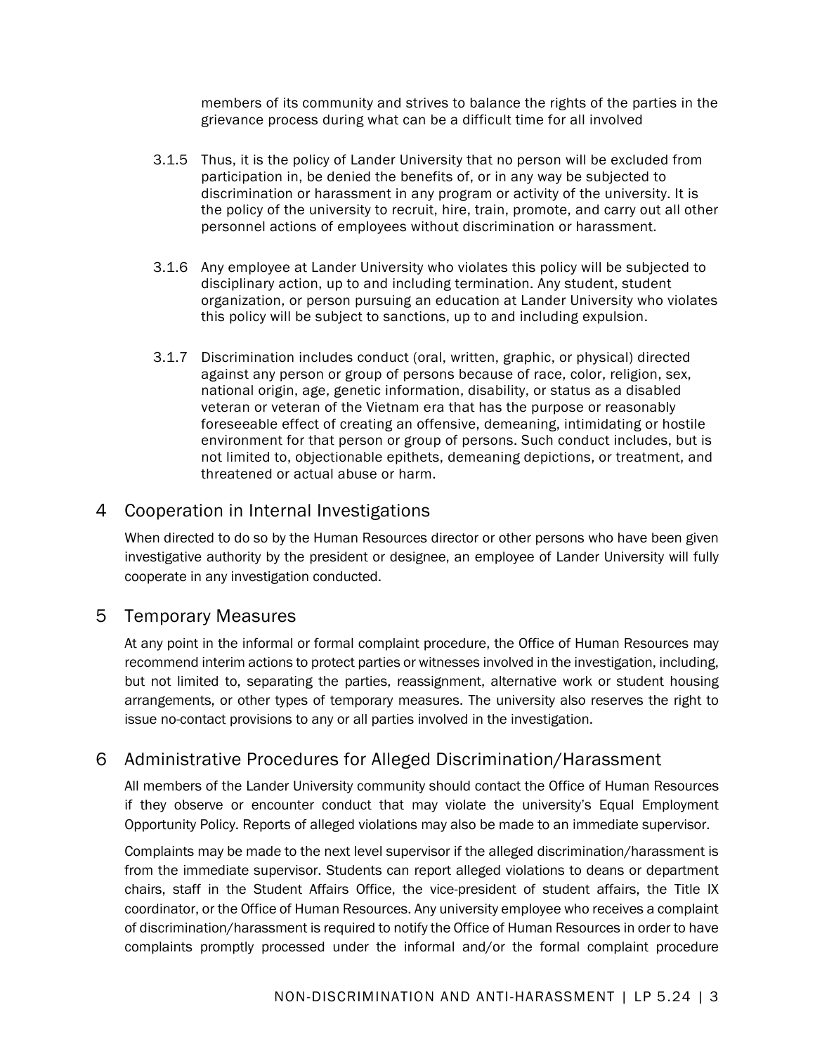members of its community and strives to balance the rights of the parties in the grievance process during what can be a difficult time for all involved

3.1.5 Thus, it is the policy of Lander University that no person will be excluded from participation in, be denied the benefits of, or in any way be subjected to discrimination or harassment in any program or activity of the university. It is the policy of the university to recruit, hire, train, promote, and carry out all other personnel actions of employees without discrimination or harassment.

3.1.6 Any employee at Lander University who violates this policy will be subjected to disciplinary action, up to and including termination. Any student, student organization, or person pursuing an education at Lander University who violates this policy will be subject to sanctions, up to and including expulsion.

3.1.7 Discrimination includes conduct (oral, written, graphic, or physical) directed against any person or group of persons because of race, color, religion, sex, national origin, age, genetic information, disability, or status as a disabled veteran or veteran of the Vietnam era that has the purpose or reasonably foreseeable effect of creating an offensive, demeaning, intimidating or hostile environment for that person or group of persons. Such conduct includes, but is not limited to, objectionable epithets, demeaning depictions, or treatment, and threatened or actual abuse or harm.

## 4 Cooperation in Internal Investigations

When directed to do so by the Human Resources director or other persons who have been given investigative authority by the president or designee, an employee of Lander University will fully cooperate in any investigation conducted.

## 5 Temporary Measures

At any point in the informal or formal complaint procedure, the Office of Human Resources may recommend interim actions to protect parties or witnesses involved in the investigation, including, but not limited to, separating the parties, reassignment, alternative work or student housing arrangements, or other types of temporary measures. The university also reserves the right to issue no-contact provisions to any or all parties involved in the investigation.

## 6 Administrative Procedures for Alleged Discrimination/Harassment

All members of the Lander University community should contact the Office of Human Resources if they observe or encounter conduct that may violate the university's Equal Employment Opportunity Policy. Reports of alleged violations may also be made to an immediate supervisor.

Complaints may be made to the next level supervisor if the alleged discrimination/harassment is from the immediate supervisor. Students can report alleged violations to deans or department chairs, staff in the Student Affairs Office, the vice-president of student affairs, the Title IX coordinator, or the Office of Human Resources. Any university employee who receives a complaint of discrimination/harassment is required to notify the Office of Human Resources in order to have complaints promptly processed under the informal and/or the formal complaint procedure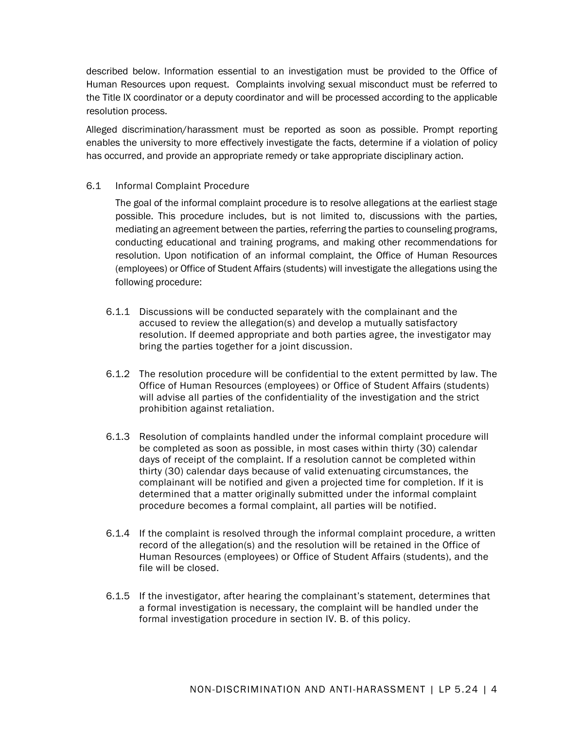described below. Information essential to an investigation must be provided to the Office of Human Resources upon request. Complaints involving sexual misconduct must be referred to the Title IX coordinator or a deputy coordinator and will be processed according to the applicable resolution process.

Alleged discrimination/harassment must be reported as soon as possible. Prompt reporting enables the university to more effectively investigate the facts, determine if a violation of policy has occurred, and provide an appropriate remedy or take appropriate disciplinary action.

### 6.1 Informal Complaint Procedure

The goal of the informal complaint procedure is to resolve allegations at the earliest stage possible. This procedure includes, but is not limited to, discussions with the parties, mediating an agreement between the parties, referring the parties to counseling programs, conducting educational and training programs, and making other recommendations for resolution. Upon notification of an informal complaint, the Office of Human Resources (employees) or Office of Student Affairs (students) will investigate the allegations using the following procedure:

6.1.1 Discussions will be conducted separately with the complainant and the accused to review the allegation(s) and develop a mutually satisfactory resolution. If deemed appropriate and both parties agree, the investigator may bring the parties together for a joint discussion.

6.1.2 The resolution procedure will be confidential to the extent permitted by law. The Office of Human Resources (employees) or Office of Student Affairs (students) will advise all parties of the confidentiality of the investigation and the strict prohibition against retaliation.

6.1.3 Resolution of complaints handled under the informal complaint procedure will be completed as soon as possible, in most cases within thirty (30) calendar days of receipt of the complaint. If a resolution cannot be completed within thirty (30) calendar days because of valid extenuating circumstances, the complainant will be notified and given a projected time for completion. If it is determined that a matter originally submitted under the informal complaint procedure becomes a formal complaint, all parties will be notified.

6.1.4 If the complaint is resolved through the informal complaint procedure, a written record of the allegation(s) and the resolution will be retained in the Office of Human Resources (employees) or Office of Student Affairs (students), and the file will be closed.

6.1.5 If the investigator, after hearing the complainant's statement, determines that a formal investigation is necessary, the complaint will be handled under the formal investigation procedure in section IV. B. of this policy.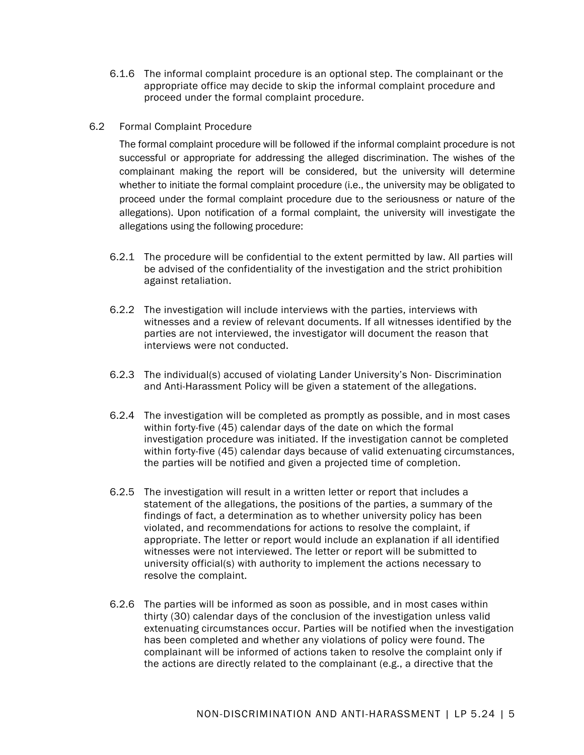6.1.6 The informal complaint procedure is an optional step. The complainant or the appropriate office may decide to skip the informal complaint procedure and proceed under the formal complaint procedure.

### 6.2 Formal Complaint Procedure

The formal complaint procedure will be followed if the informal complaint procedure is not successful or appropriate for addressing the alleged discrimination. The wishes of the complainant making the report will be considered, but the university will determine whether to initiate the formal complaint procedure (i.e., the university may be obligated to proceed under the formal complaint procedure due to the seriousness or nature of the allegations). Upon notification of a formal complaint, the university will investigate the allegations using the following procedure:

6.2.1 The procedure will be confidential to the extent permitted by law. All parties will be advised of the confidentiality of the investigation and the strict prohibition against retaliation.

6.2.2 The investigation will include interviews with the parties, interviews with witnesses and a review of relevant documents. If all witnesses identified by the parties are not interviewed, the investigator will document the reason that interviews were not conducted.

6.2.3 The individual(s) accused of violating Lander University's Non- Discrimination and Anti-Harassment Policy will be given a statement of the allegations.

6.2.4 The investigation will be completed as promptly as possible, and in most cases within forty-five (45) calendar days of the date on which the formal investigation procedure was initiated. If the investigation cannot be completed within forty-five (45) calendar days because of valid extenuating circumstances, the parties will be notified and given a projected time of completion.

6.2.5 The investigation will result in a written letter or report that includes a statement of the allegations, the positions of the parties, a summary of the findings of fact, a determination as to whether university policy has been violated, and recommendations for actions to resolve the complaint, if appropriate. The letter or report would include an explanation if all identified witnesses were not interviewed. The letter or report will be submitted to university official(s) with authority to implement the actions necessary to resolve the complaint.

6.2.6 The parties will be informed as soon as possible, and in most cases within thirty (30) calendar days of the conclusion of the investigation unless valid extenuating circumstances occur. Parties will be notified when the investigation has been completed and whether any violations of policy were found. The complainant will be informed of actions taken to resolve the complaint only if the actions are directly related to the complainant (e.g., a directive that the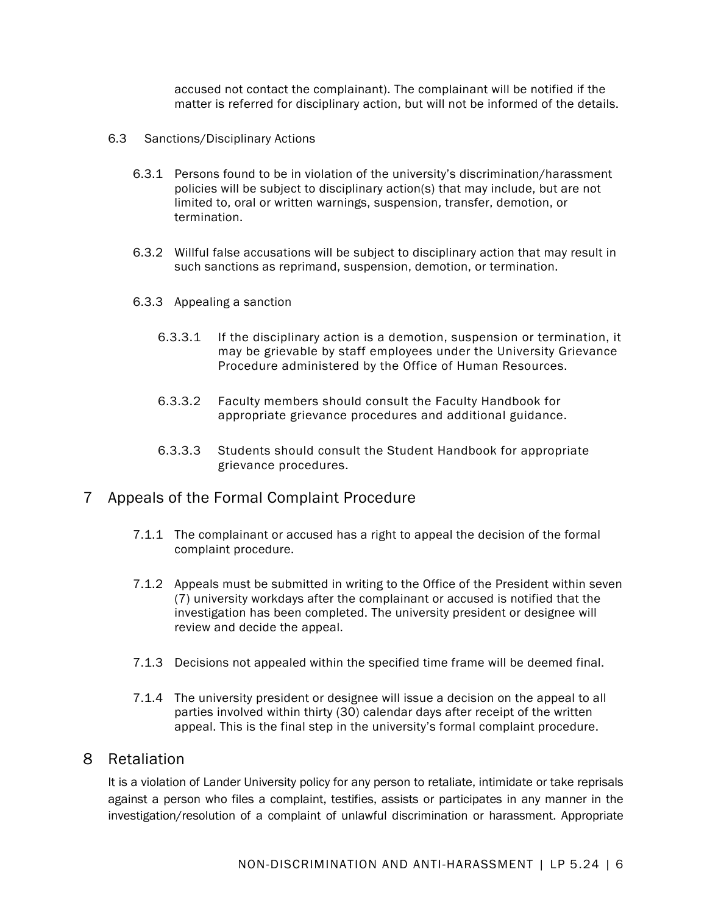accused not contact the complainant). The complainant will be notified if the matter is referred for disciplinary action, but will not be informed of the details.

6.3 Sanctions/Disciplinary Actions

6.3.1 Persons found to be in violation of the university's discrimination/harassment policies will be subject to disciplinary action(s) that may include, but are not limited to, oral or written warnings, suspension, transfer, demotion, or termination.

6.3.2 Willful false accusations will be subject to disciplinary action that may result in such sanctions as reprimand, suspension, demotion, or termination.

6.3.3 Appealing a sanction

6.3.3.1 If the disciplinary action is a demotion, suspension or termination, it may be grievable by staff employees under the University Grievance Procedure administered by the Office of Human Resources.

6.3.3.2 Faculty members should consult the Faculty Handbook for appropriate grievance procedures and additional guidance.

6.3.3.3 Students should consult the Student Handbook for appropriate grievance procedures.

# 7 Appeals of the Formal Complaint Procedure

7.1.1 The complainant or accused has a right to appeal the decision of the formal complaint procedure.

7.1.2 Appeals must be submitted in writing to the Office of the President within seven (7) university workdays after the complainant or accused is notified that the investigation has been completed. The university president or designee will review and decide the appeal.

7.1.3 Decisions not appealed within the specified time frame will be deemed final.

7.1.4 The university president or designee will issue a decision on the appeal to all parties involved within thirty (30) calendar days after receipt of the written appeal. This is the final step in the university's formal complaint procedure.

# 8 Retaliation

It is a violation of Lander University policy for any person to retaliate, intimidate or take reprisals against a person who files a complaint, testifies, assists or participates in any manner in the investigation/resolution of a complaint of unlawful discrimination or harassment. Appropriate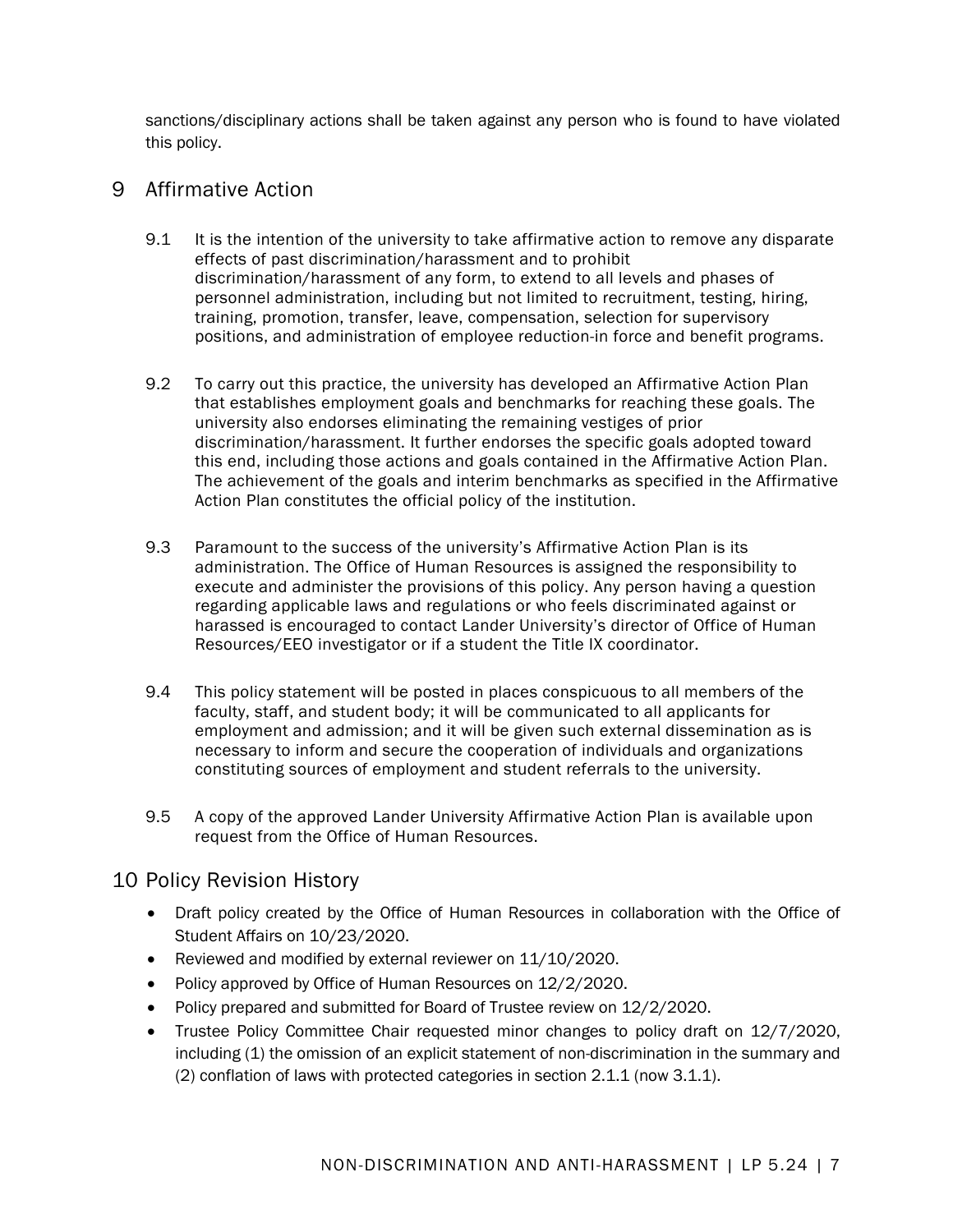sanctions/disciplinary actions shall be taken against any person who is found to have violated this policy.

## 9 Affirmative Action

9.1 It is the intention of the university to take affirmative action to remove any disparate effects of past discrimination/harassment and to prohibit discrimination/harassment of any form, to extend to all levels and phases of personnel administration, including but not limited to recruitment, testing, hiring, training, promotion, transfer, leave, compensation, selection for supervisory positions, and administration of employee reduction-in force and benefit programs.

9.2 To carry out this practice, the university has developed an Affirmative Action Plan that establishes employment goals and benchmarks for reaching these goals. The university also endorses eliminating the remaining vestiges of prior discrimination/harassment. It further endorses the specific goals adopted toward this end, including those actions and goals contained in the Affirmative Action Plan. The achievement of the goals and interim benchmarks as specified in the Affirmative Action Plan constitutes the official policy of the institution.

9.3 Paramount to the success of the university's Affirmative Action Plan is its administration. The Office of Human Resources is assigned the responsibility to execute and administer the provisions of this policy. Any person having a question regarding applicable laws and regulations or who feels discriminated against or harassed is encouraged to contact Lander University's director of Office of Human Resources/EEO investigator or if a student the Title IX coordinator.

9.4 This policy statement will be posted in places conspicuous to all members of the faculty, staff, and student body; it will be communicated to all applicants for employment and admission; and it will be given such external dissemination as is necessary to inform and secure the cooperation of individuals and organizations constituting sources of employment and student referrals to the university.

9.5 A copy of the approved Lander University Affirmative Action Plan is available upon request from the Office of Human Resources.

## 10 Policy Revision History

- Draft policy created by the Office of Human Resources in collaboration with the Office of Student Affairs on 10/23/2020.
- Reviewed and modified by external reviewer on 11/10/2020.
- Policy approved by Office of Human Resources on 12/2/2020.
- Policy prepared and submitted for Board of Trustee review on 12/2/2020.
- Trustee Policy Committee Chair requested minor changes to policy draft on 12/7/2020, including (1) the omission of an explicit statement of non-discrimination in the summary and (2) conflation of laws with protected categories in section 2.1.1 (now 3.1.1).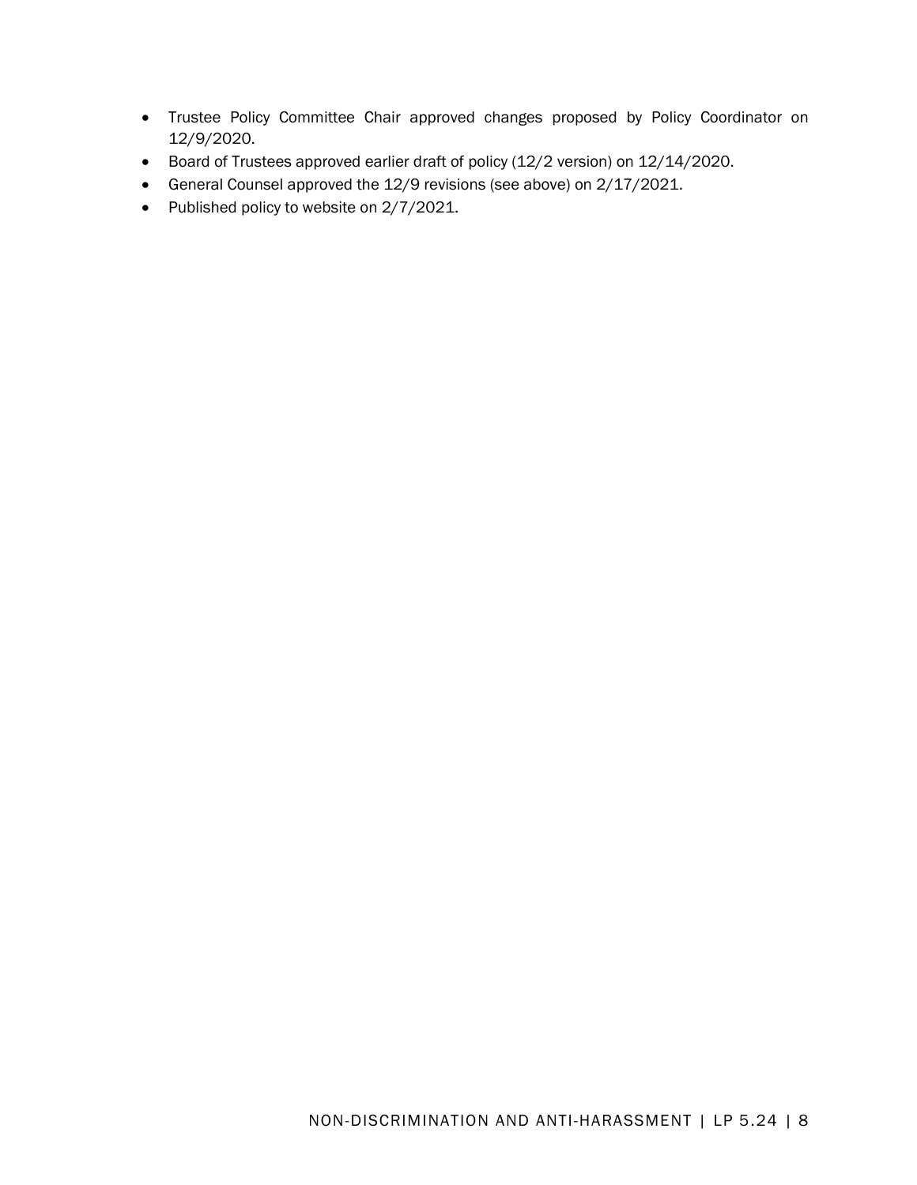- Trustee Policy Committee Chair approved changes proposed by Policy Coordinator on 12/9/2020.
- Board of Trustees approved earlier draft of policy (12/2 version) on 12/14/2020.
- General Counsel approved the 12/9 revisions (see above) on 2/17/2021.
- Published policy to website on 2/7/2021.